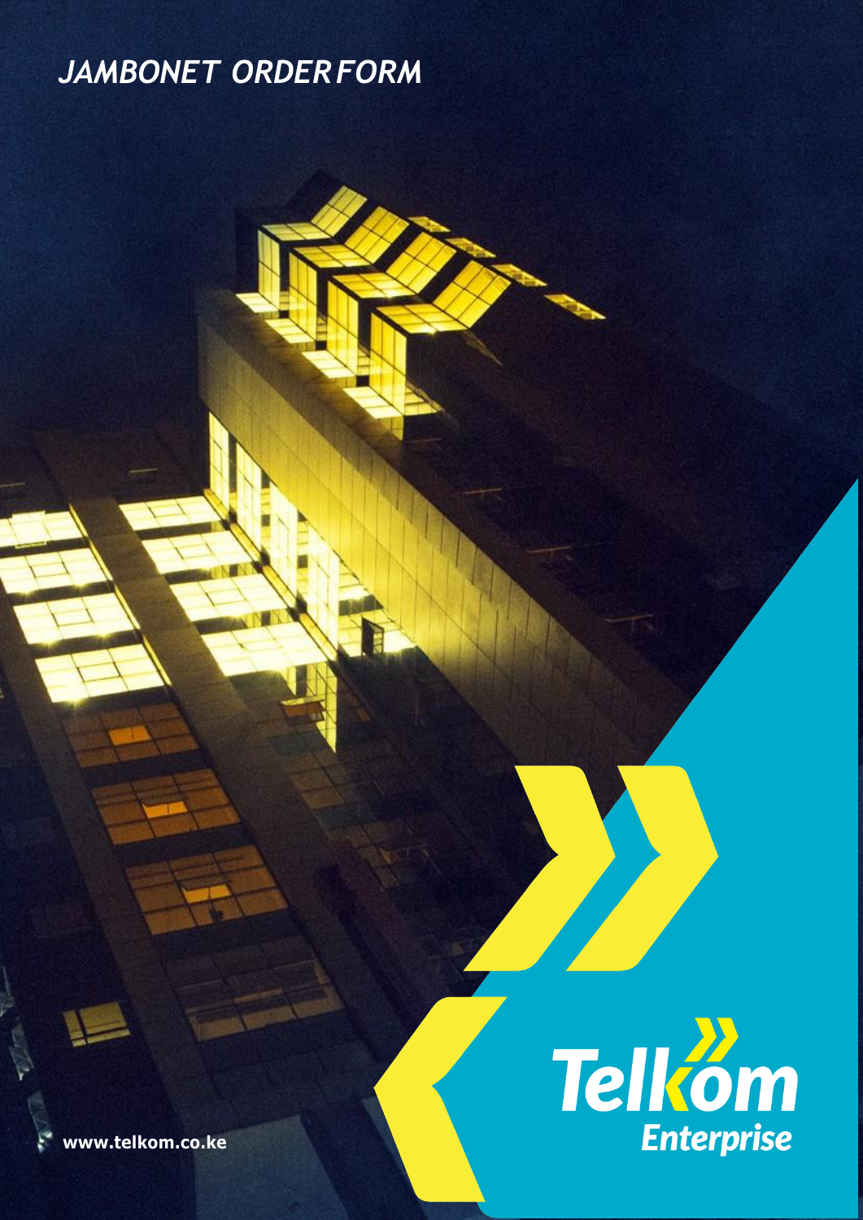# *JAMBONET ORDER FORM*

Telkom Enterprise

www.telkom.co.ke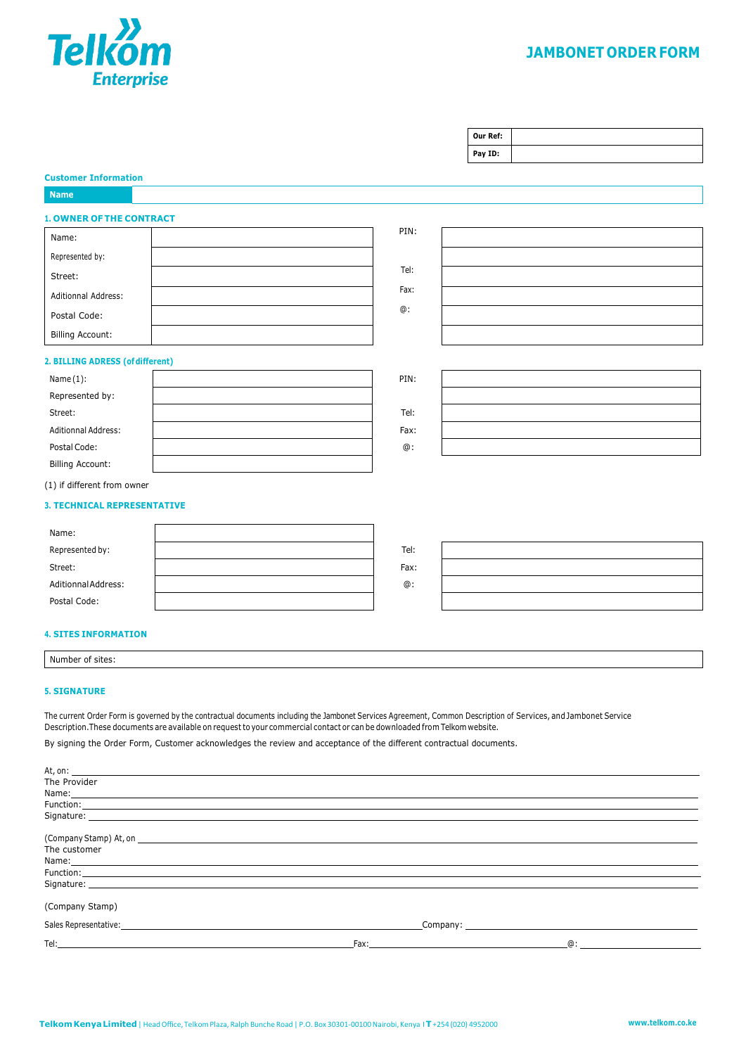Telkom Enterprise

# JAMBONET ORDER FORM

| Our Ref: | |
|---|---|
| Pay ID: | |

**Customer Information**

| Name | |
|---|---|

## 1. OWNER OF THE CONTRACT

| | | | |
|---|---|---|---|
| Name: | | PIN: | |
| Represented by: | | | |
| Street: | | Tel: | |
| Aditionnal Address: | | Fax: | |
| Postal Code: | | @: | |
| Billing Account: | | | |

## 2. BILLING ADRESS (of different)

| | | | |
|---|---|---|---|
| Name (1): | | PIN: | |
| Represented by: | | | |
| Street: | | Tel: | |
| Aditionnal Address: | | Fax: | |
| Postal Code: | | @: | |
| Billing Account: | | | |

(1) if different from owner

## 3. TECHNICAL REPRESENTATIVE

| | | | |
|---|---|---|---|
| Name: | | | |
| Represented by: | | Tel: | |
| Street: | | Fax: | |
| Aditionnal Address: | | @: | |
| Postal Code: | | | |

## 4. SITES INFORMATION

| Number of sites: |
|---|

## 5. SIGNATURE

The current Order Form is governed by the contractual documents including the Jambonet Services Agreement, Common Description of Services, and Jambonet Service Description.These documents are available on request to your commercial contact or can be downloaded from Telkom website.

By signing the Order Form, Customer acknowledges the review and acceptance of the different contractual documents.

At, on: ______________________________
The Provider
Name: ______________________________
Function: ______________________________
Signature: ______________________________

(Company Stamp) At, on ______________________________
The customer
Name: ______________________________
Function: ______________________________
Signature: ______________________________

(Company Stamp)

Sales Representative: ______________________________ Company: ______________________________

Tel: ______________________________ Fax: ______________________________ @: ______________________________

**Telkom Kenya Limited** | Head Office, Telkom Plaza, Ralph Bunche Road | P.O. Box 30301-00100 Nairobi, Kenya | T +254 (020) 4952000 www.telkom.co.ke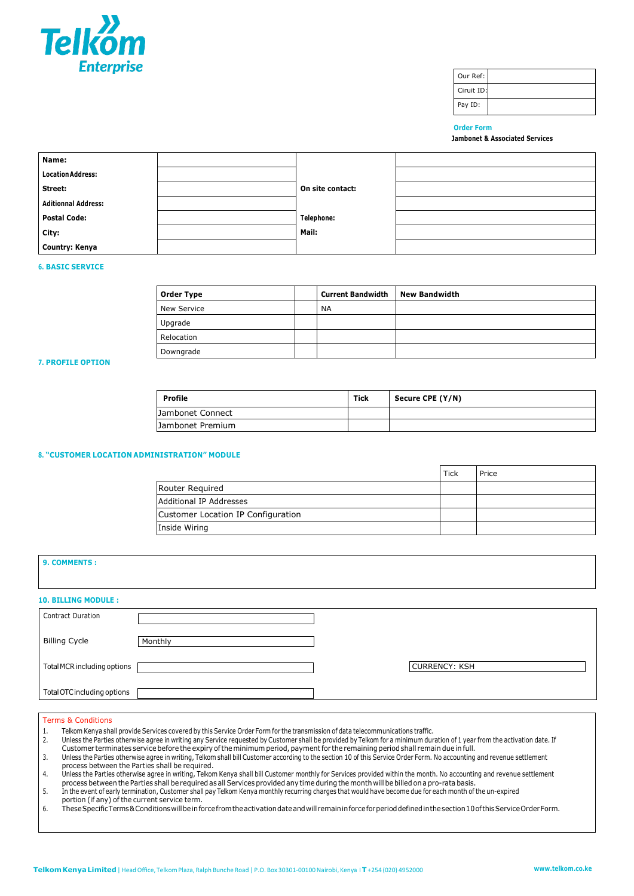Telkom Enterprise

| Our Ref: | |
|---|---|
| Ciruit ID: | |
| Pay ID: | |

**Order Form**

**Jambonet & Associated Services**

| Name: | | | |
|---|---|---|---|
| Location Address: | | | |
| Street: | | On site contact: | |
| Aditionnal Address: | | | |
| Postal Code: | | Telephone: | |
| City: | | Mail: | |
| Country: Kenya | | | |

### 6. BASIC SERVICE

| Order Type | | Current Bandwidth | New Bandwidth |
|---|---|---|---|
| New Service | | NA | |
| Upgrade | | | |
| Relocation | | | |
| Downgrade | | | |

### 7. PROFILE OPTION

| Profile | Tick | Secure CPE (Y/N) |
|---|---|---|
| Jambonet Connect | | |
| Jambonet Premium | | |

### 8. "CUSTOMER LOCATION ADMINISTRATION" MODULE

| | Tick | Price |
|---|---|---|
| Router Required | | |
| Additional IP Addresses | | |
| Customer Location IP Configuration | | |
| Inside Wiring | | |

### 9. COMMENTS :

### 10. BILLING MODULE :

| | | |
|---|---|---|
| Contract Duration | | |
| Billing Cycle | Monthly | |
| Total MCR including options | | CURRENCY: KSH |
| Total OTC including options | | |

**Terms & Conditions**

1. Telkom Kenya shall provide Services covered by this Service Order Form for the transmission of data telecommunications traffic.
2. Unless the Parties otherwise agree in writing any Service requested by Customer shall be provided by Telkom for a minimum duration of 1 year from the activation date. If Customer terminates service before the expiry of the minimum period, payment for the remaining period shall remain due in full.
3. Unless the Parties otherwise agree in writing, Telkom shall bill Customer according to the section 10 of this Service Order Form. No accounting and revenue settlement process between the Parties shall be required.
4. Unless the Parties otherwise agree in writing, Telkom Kenya shall bill Customer monthly for Services provided within the month. No accounting and revenue settlement process between the Parties shall be required as all Services provided any time during the month will be billed on a pro-rata basis.
5. In the event of early termination, Customer shall pay Telkom Kenya monthly recurring charges that would have become due for each month of the un-expired portion (if any) of the current service term.
6. These Specific Terms & Conditions will be in force from the activation date and will remain in force for period defined in the section 10 of this Service Order Form.

**Telkom Kenya Limited** | Head Office, Telkom Plaza, Ralph Bunche Road | P.O. Box 30301-00100 Nairobi, Kenya | T +254 (020) 4952000 www.telkom.co.ke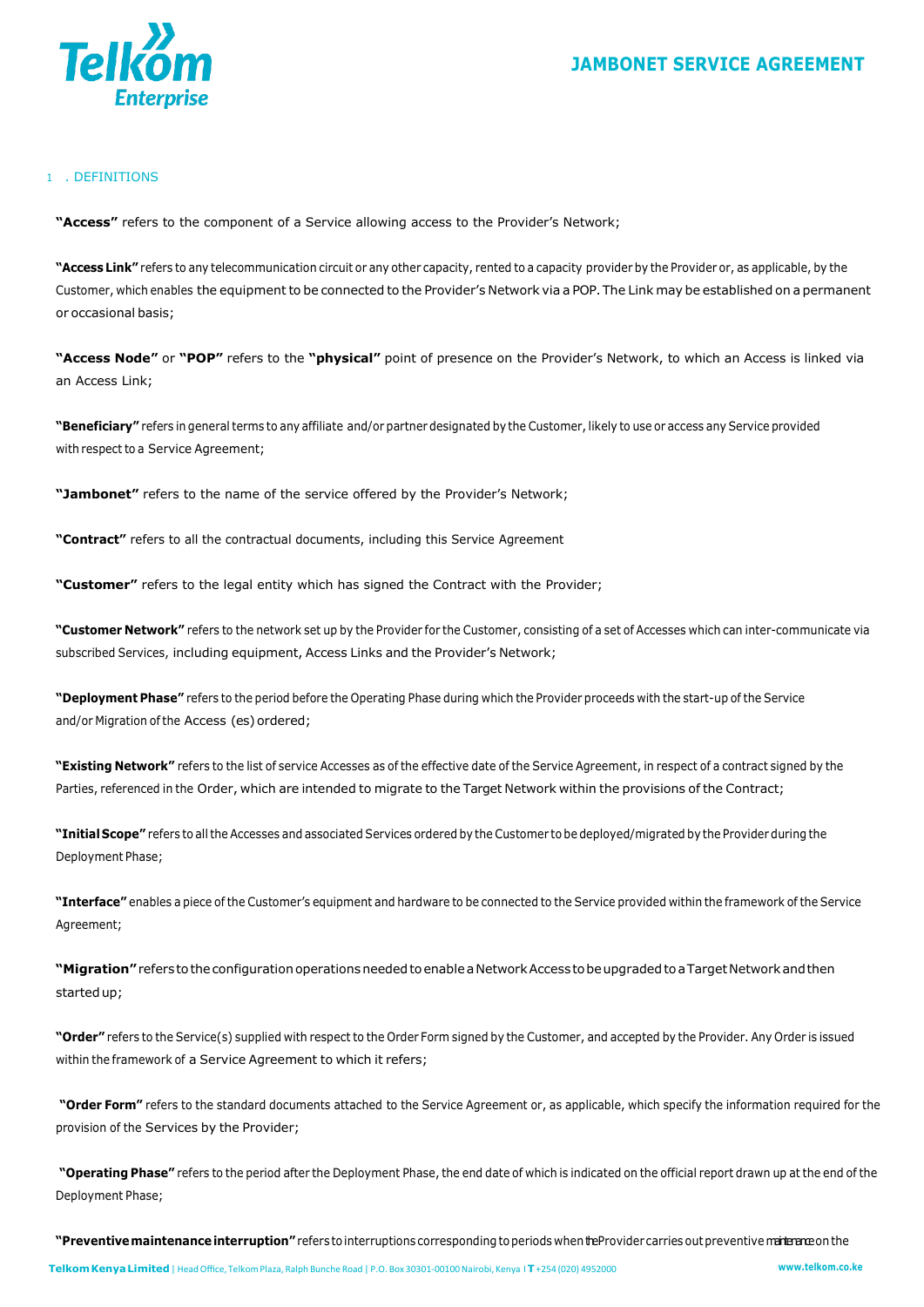## 1. DEFINITIONS

**"Access"** refers to the component of a Service allowing access to the Provider's Network;

**"Access Link"** refers to any telecommunication circuit or any other capacity, rented to a capacity provider by the Provider or, as applicable, by the Customer, which enables the equipment to be connected to the Provider's Network via a POP. The Link may be established on a permanent or occasional basis;

**"Access Node"** or **"POP"** refers to the **"physical"** point of presence on the Provider's Network, to which an Access is linked via an Access Link;

**"Beneficiary"** refers in general terms to any affiliate and/or partner designated by the Customer, likely to use or access any Service provided with respect to a Service Agreement;

**"Jambonet"** refers to the name of the service offered by the Provider's Network;

**"Contract"** refers to all the contractual documents, including this Service Agreement

**"Customer"** refers to the legal entity which has signed the Contract with the Provider;

**"Customer Network"** refers to the network set up by the Provider for the Customer, consisting of a set of Accesses which can inter-communicate via subscribed Services, including equipment, Access Links and the Provider's Network;

**"Deployment Phase"** refers to the period before the Operating Phase during which the Provider proceeds with the start-up of the Service and/or Migration of the Access (es) ordered;

**"Existing Network"** refers to the list of service Accesses as of the effective date of the Service Agreement, in respect of a contract signed by the Parties, referenced in the Order, which are intended to migrate to the Target Network within the provisions of the Contract;

**"Initial Scope"** refers to all the Accesses and associated Services ordered by the Customer to be deployed/migrated by the Provider during the Deployment Phase;

**"Interface"** enables a piece of the Customer's equipment and hardware to be connected to the Service provided within the framework of the Service Agreement;

**"Migration"** refers to the configuration operations needed to enable a Network Access to be upgraded to a Target Network and then started up;

**"Order"** refers to the Service(s) supplied with respect to the Order Form signed by the Customer, and accepted by the Provider. Any Order is issued within the framework of a Service Agreement to which it refers;

**"Order Form"** refers to the standard documents attached to the Service Agreement or, as applicable, which specify the information required for the provision of the Services by the Provider;

**"Operating Phase"** refers to the period after the Deployment Phase, the end date of which is indicated on the official report drawn up at the end of the Deployment Phase;

**"Preventive maintenance interruption"** refers to interruptions corresponding to periods when the Provider carries out preventive maintenance on the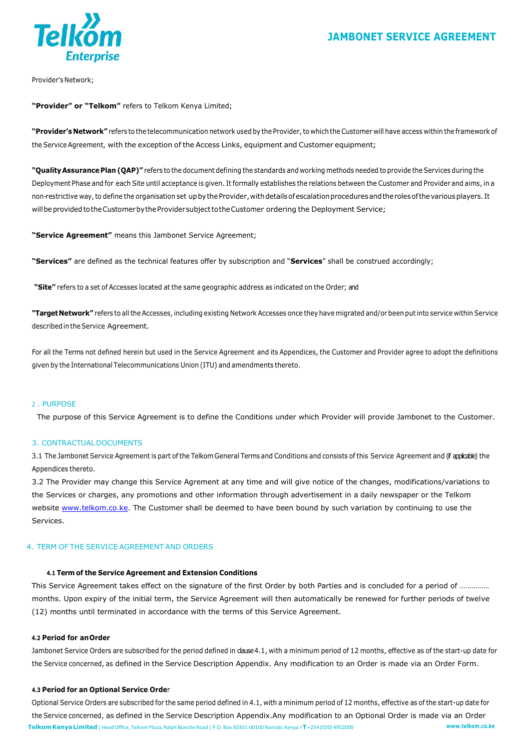Provider's Network;

**"Provider" or "Telkom"** refers to Telkom Kenya Limited;

**"Provider's Network"** refers to the telecommunication network used by the Provider, to which the Customer will have access within the framework of the Service Agreement, with the exception of the Access Links, equipment and Customer equipment;

**"Quality Assurance Plan (QAP)"** refers to the document defining the standards and working methods needed to provide the Services during the Deployment Phase and for each Site until acceptance is given. It formally establishes the relations between the Customer and Provider and aims, in a non-restrictive way, to define the organisation set up by the Provider, with details of escalation procedures and the roles of the various players. It will be provided to the Customer by the Provider subject to the Customer ordering the Deployment Service;

**"Service Agreement"** means this Jambonet Service Agreement;

**"Services"** are defined as the technical features offer by subscription and "**Services**" shall be construed accordingly;

**"Site"** refers to a set of Accesses located at the same geographic address as indicated on the Order; and

**"Target Network"** refers to all the Accesses, including existing Network Accesses once they have migrated and/or been put into service within Service described in the Service Agreement.

For all the Terms not defined herein but used in the Service Agreement and its Appendices, the Customer and Provider agree to adopt the definitions given by the International Telecommunications Union (ITU) and amendments thereto.

## 2 . PURPOSE

The purpose of this Service Agreement is to define the Conditions under which Provider will provide Jambonet to the Customer.

## 3. CONTRACTUAL DOCUMENTS

3.1 The Jambonet Service Agreement is part of the Telkom General Terms and Conditions and consists of this Service Agreement and (if applicable) the Appendices thereto.

3.2 The Provider may change this Service Agrement at any time and will give notice of the changes, modifications/variations to the Services or charges, any promotions and other information through advertisement in a daily newspaper or the Telkom website www.telkom.co.ke. The Customer shall be deemed to have been bound by such variation by continuing to use the Services.

## 4. TERM OF THE SERVICE AGREEMENT AND ORDERS

### 4.1 Term of the Service Agreement and Extension Conditions

This Service Agreement takes effect on the signature of the first Order by both Parties and is concluded for a period of …………… months. Upon expiry of the initial term, the Service Agreement will then automatically be renewed for further periods of twelve (12) months until terminated in accordance with the terms of this Service Agreement.

### 4.2 Period for an Order

Jambonet Service Orders are subscribed for the period defined in clause 4.1, with a minimum period of 12 months, effective as of the start-up date for the Service concerned, as defined in the Service Description Appendix. Any modification to an Order is made via an Order Form.

### 4.3 Period for an Optional Service Order

Optional Service Orders are subscribed for the same period defined in 4.1, with a minimum period of 12 months, effective as of the start-up date for the Service concerned, as defined in the Service Description Appendix.Any modification to an Optional Order is made via an Order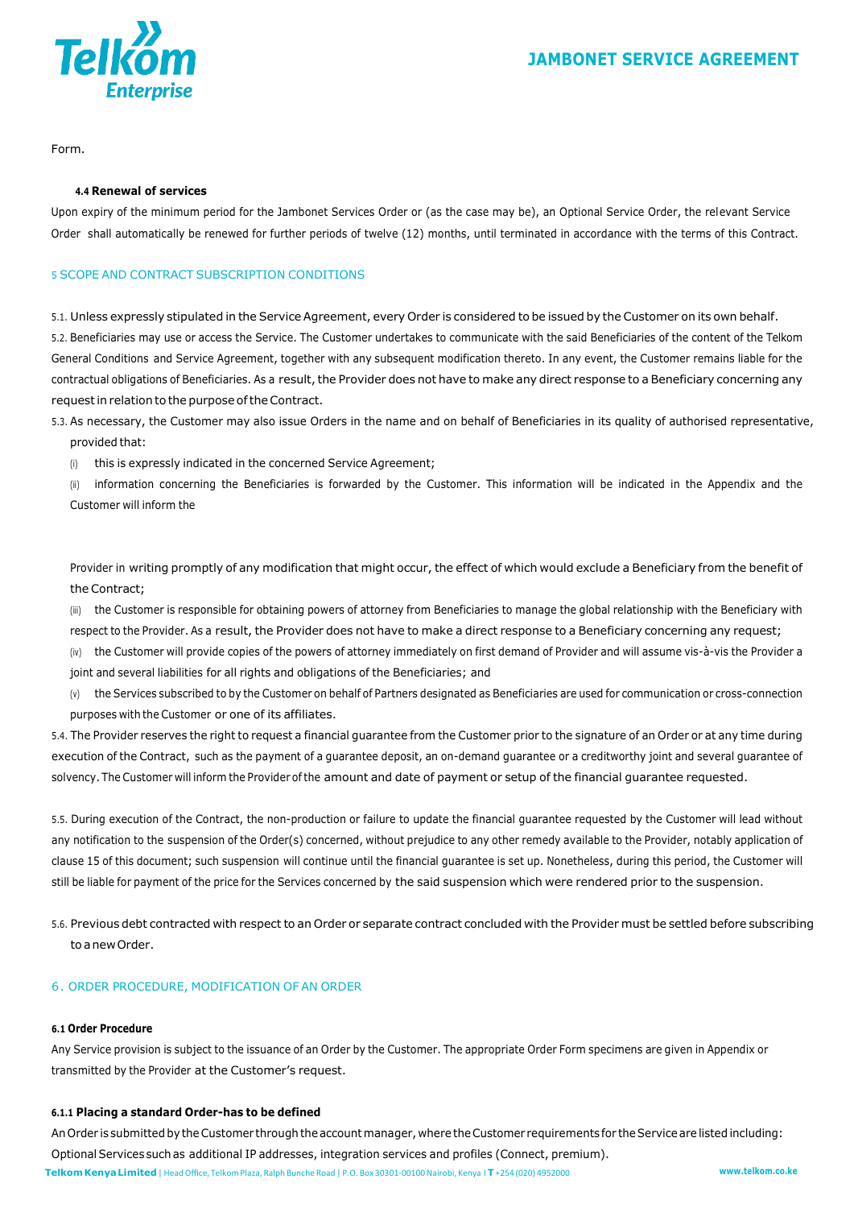Form.

#### 4.4 Renewal of services

Upon expiry of the minimum period for the Jambonet Services Order or (as the case may be), an Optional Service Order, the relevant Service Order shall automatically be renewed for further periods of twelve (12) months, until terminated in accordance with the terms of this Contract.

## 5 SCOPE AND CONTRACT SUBSCRIPTION CONDITIONS

5.1. Unless expressly stipulated in the Service Agreement, every Order is considered to be issued by the Customer on its own behalf.

5.2. Beneficiaries may use or access the Service. The Customer undertakes to communicate with the said Beneficiaries of the content of the Telkom General Conditions and Service Agreement, together with any subsequent modification thereto. In any event, the Customer remains liable for the contractual obligations of Beneficiaries. As a result, the Provider does not have to make any direct response to a Beneficiary concerning any request in relation to the purpose of the Contract.

5.3. As necessary, the Customer may also issue Orders in the name and on behalf of Beneficiaries in its quality of authorised representative, provided that:

(i) this is expressly indicated in the concerned Service Agreement;

(ii) information concerning the Beneficiaries is forwarded by the Customer. This information will be indicated in the Appendix and the Customer will inform the Provider in writing promptly of any modification that might occur, the effect of which would exclude a Beneficiary from the benefit of the Contract;

(iii) the Customer is responsible for obtaining powers of attorney from Beneficiaries to manage the global relationship with the Beneficiary with respect to the Provider. As a result, the Provider does not have to make a direct response to a Beneficiary concerning any request;

(iv) the Customer will provide copies of the powers of attorney immediately on first demand of Provider and will assume vis-à-vis the Provider a joint and several liabilities for all rights and obligations of the Beneficiaries; and

(v) the Services subscribed to by the Customer on behalf of Partners designated as Beneficiaries are used for communication or cross-connection purposes with the Customer or one of its affiliates.

5.4. The Provider reserves the right to request a financial guarantee from the Customer prior to the signature of an Order or at any time during execution of the Contract, such as the payment of a guarantee deposit, an on-demand guarantee or a creditworthy joint and several guarantee of solvency. The Customer will inform the Provider of the amount and date of payment or setup of the financial guarantee requested.

5.5. During execution of the Contract, the non-production or failure to update the financial guarantee requested by the Customer will lead without any notification to the suspension of the Order(s) concerned, without prejudice to any other remedy available to the Provider, notably application of clause 15 of this document; such suspension will continue until the financial guarantee is set up. Nonetheless, during this period, the Customer will still be liable for payment of the price for the Services concerned by the said suspension which were rendered prior to the suspension.

5.6. Previous debt contracted with respect to an Order or separate contract concluded with the Provider must be settled before subscribing to a new Order.

## 6. ORDER PROCEDURE, MODIFICATION OF AN ORDER

#### 6.1 Order Procedure

Any Service provision is subject to the issuance of an Order by the Customer. The appropriate Order Form specimens are given in Appendix or transmitted by the Provider at the Customer's request.

#### 6.1.1 Placing a standard Order-has to be defined

An Order is submitted by the Customer through the account manager, where the Customer requirements for the Service are listed including: Optional Services such as additional IP addresses, integration services and profiles (Connect, premium).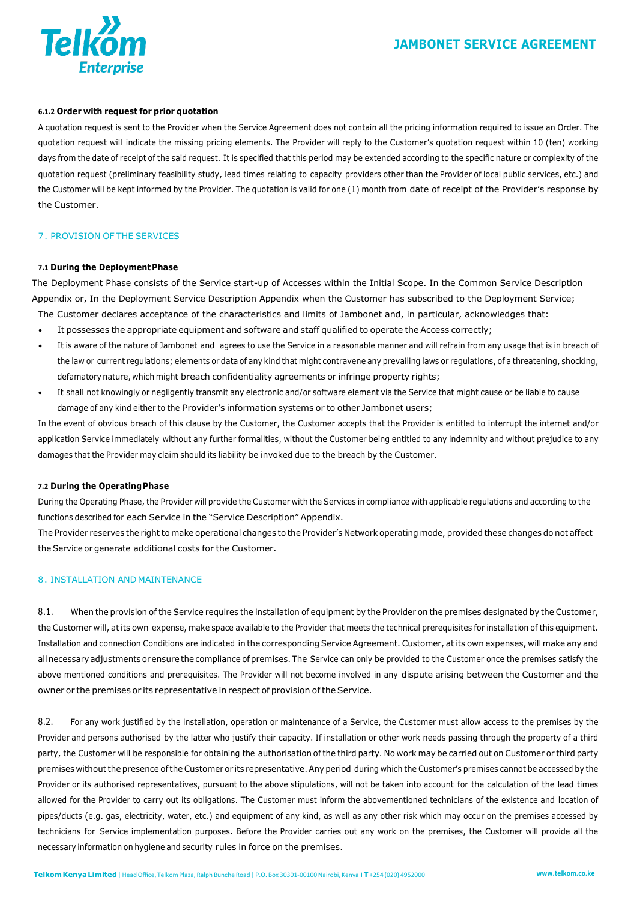#### 6.1.2 Order with request for prior quotation

A quotation request is sent to the Provider when the Service Agreement does not contain all the pricing information required to issue an Order. The quotation request will indicate the missing pricing elements. The Provider will reply to the Customer's quotation request within 10 (ten) working days from the date of receipt of the said request. It is specified that this period may be extended according to the specific nature or complexity of the quotation request (preliminary feasibility study, lead times relating to capacity providers other than the Provider of local public services, etc.) and the Customer will be kept informed by the Provider. The quotation is valid for one (1) month from date of receipt of the Provider's response by the Customer.

## 7. PROVISION OF THE SERVICES

### 7.1 During the Deployment Phase

The Deployment Phase consists of the Service start-up of Accesses within the Initial Scope. In the Common Service Description Appendix or, In the Deployment Service Description Appendix when the Customer has subscribed to the Deployment Service;

The Customer declares acceptance of the characteristics and limits of Jambonet and, in particular, acknowledges that:

- It possesses the appropriate equipment and software and staff qualified to operate the Access correctly;
- It is aware of the nature of Jambonet and agrees to use the Service in a reasonable manner and will refrain from any usage that is in breach of the law or current regulations; elements or data of any kind that might contravene any prevailing laws or regulations, of a threatening, shocking, defamatory nature, which might breach confidentiality agreements or infringe property rights;
- It shall not knowingly or negligently transmit any electronic and/or software element via the Service that might cause or be liable to cause damage of any kind either to the Provider's information systems or to other Jambonet users;

In the event of obvious breach of this clause by the Customer, the Customer accepts that the Provider is entitled to interrupt the internet and/or application Service immediately without any further formalities, without the Customer being entitled to any indemnity and without prejudice to any damages that the Provider may claim should its liability be invoked due to the breach by the Customer.

### 7.2 During the Operating Phase

During the Operating Phase, the Provider will provide the Customer with the Services in compliance with applicable regulations and according to the functions described for each Service in the "Service Description" Appendix.

The Provider reserves the right to make operational changes to the Provider's Network operating mode, provided these changes do not affect the Service or generate additional costs for the Customer.

## 8. INSTALLATION AND MAINTENANCE

8.1. When the provision of the Service requires the installation of equipment by the Provider on the premises designated by the Customer, the Customer will, at its own expense, make space available to the Provider that meets the technical prerequisites for installation of this equipment. Installation and connection Conditions are indicated in the corresponding Service Agreement. Customer, at its own expenses, will make any and all necessary adjustments or ensure the compliance of premises. The Service can only be provided to the Customer once the premises satisfy the above mentioned conditions and prerequisites. The Provider will not become involved in any dispute arising between the Customer and the owner or the premises or its representative in respect of provision of the Service.

8.2. For any work justified by the installation, operation or maintenance of a Service, the Customer must allow access to the premises by the Provider and persons authorised by the latter who justify their capacity. If installation or other work needs passing through the property of a third party, the Customer will be responsible for obtaining the authorisation of the third party. No work may be carried out on Customer or third party premises without the presence of the Customer or its representative. Any period during which the Customer's premises cannot be accessed by the Provider or its authorised representatives, pursuant to the above stipulations, will not be taken into account for the calculation of the lead times allowed for the Provider to carry out its obligations. The Customer must inform the abovementioned technicians of the existence and location of pipes/ducts (e.g. gas, electricity, water, etc.) and equipment of any kind, as well as any other risk which may occur on the premises accessed by technicians for Service implementation purposes. Before the Provider carries out any work on the premises, the Customer will provide all the necessary information on hygiene and security rules in force on the premises.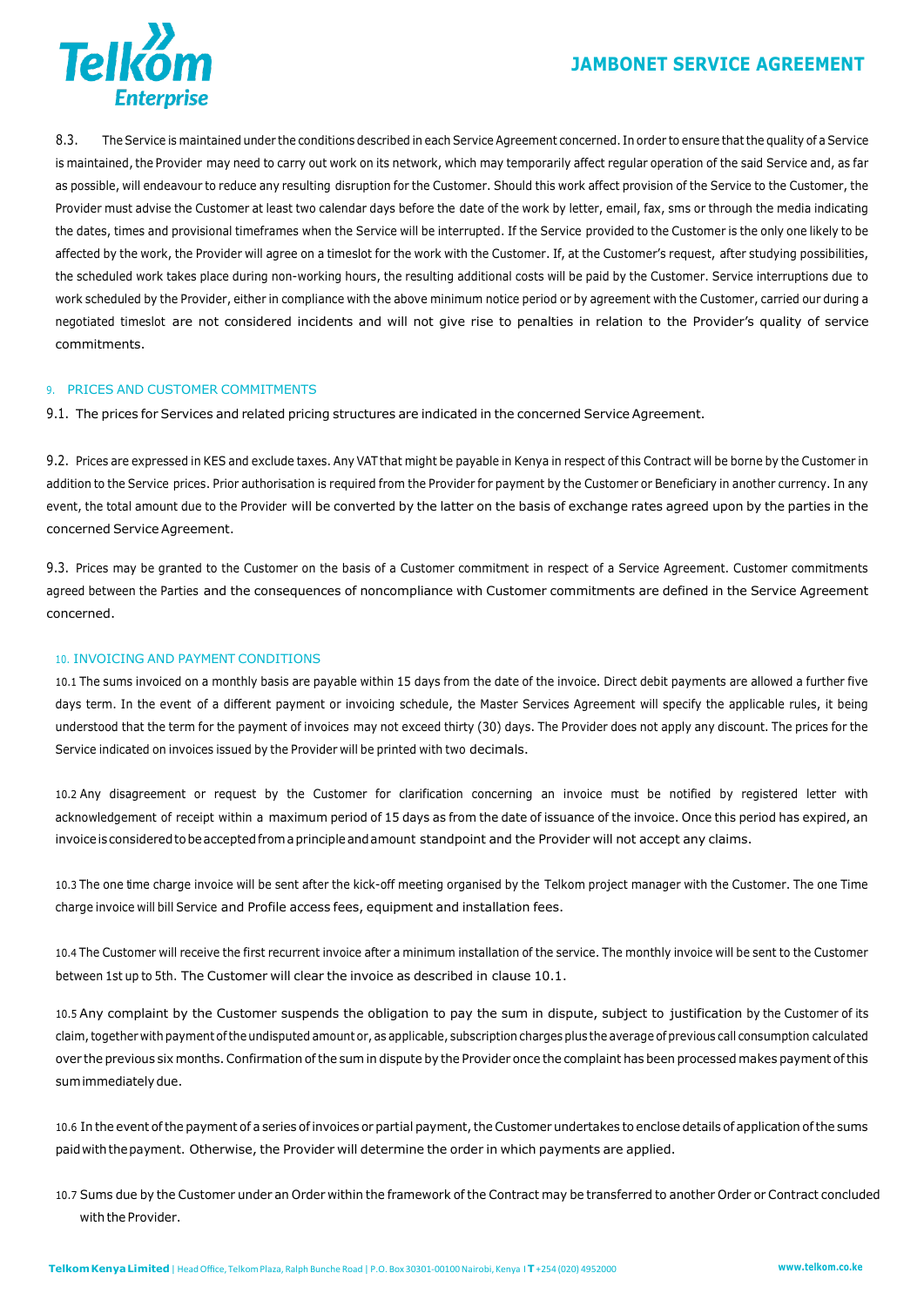8.3. The Service is maintained under the conditions described in each Service Agreement concerned. In order to ensure that the quality of a Service is maintained, the Provider may need to carry out work on its network, which may temporarily affect regular operation of the said Service and, as far as possible, will endeavour to reduce any resulting disruption for the Customer. Should this work affect provision of the Service to the Customer, the Provider must advise the Customer at least two calendar days before the date of the work by letter, email, fax, sms or through the media indicating the dates, times and provisional timeframes when the Service will be interrupted. If the Service provided to the Customer is the only one likely to be affected by the work, the Provider will agree on a timeslot for the work with the Customer. If, at the Customer's request, after studying possibilities, the scheduled work takes place during non-working hours, the resulting additional costs will be paid by the Customer. Service interruptions due to work scheduled by the Provider, either in compliance with the above minimum notice period or by agreement with the Customer, carried our during a negotiated timeslot are not considered incidents and will not give rise to penalties in relation to the Provider's quality of service commitments.

## 9. PRICES AND CUSTOMER COMMITMENTS

9.1. The prices for Services and related pricing structures are indicated in the concerned Service Agreement.

9.2. Prices are expressed in KES and exclude taxes. Any VAT that might be payable in Kenya in respect of this Contract will be borne by the Customer in addition to the Service prices. Prior authorisation is required from the Provider for payment by the Customer or Beneficiary in another currency. In any event, the total amount due to the Provider will be converted by the latter on the basis of exchange rates agreed upon by the parties in the concerned Service Agreement.

9.3. Prices may be granted to the Customer on the basis of a Customer commitment in respect of a Service Agreement. Customer commitments agreed between the Parties and the consequences of noncompliance with Customer commitments are defined in the Service Agreement concerned.

## 10. INVOICING AND PAYMENT CONDITIONS

10.1 The sums invoiced on a monthly basis are payable within 15 days from the date of the invoice. Direct debit payments are allowed a further five days term. In the event of a different payment or invoicing schedule, the Master Services Agreement will specify the applicable rules, it being understood that the term for the payment of invoices may not exceed thirty (30) days. The Provider does not apply any discount. The prices for the Service indicated on invoices issued by the Provider will be printed with two decimals.

10.2 Any disagreement or request by the Customer for clarification concerning an invoice must be notified by registered letter with acknowledgement of receipt within a maximum period of 15 days as from the date of issuance of the invoice. Once this period has expired, an invoice is considered to be accepted from a principle and amount standpoint and the Provider will not accept any claims.

10.3 The one time charge invoice will be sent after the kick-off meeting organised by the Telkom project manager with the Customer. The one Time charge invoice will bill Service and Profile access fees, equipment and installation fees.

10.4 The Customer will receive the first recurrent invoice after a minimum installation of the service. The monthly invoice will be sent to the Customer between 1st up to 5th. The Customer will clear the invoice as described in clause 10.1.

10.5 Any complaint by the Customer suspends the obligation to pay the sum in dispute, subject to justification by the Customer of its claim, together with payment of the undisputed amount or, as applicable, subscription charges plus the average of previous call consumption calculated over the previous six months. Confirmation of the sum in dispute by the Provider once the complaint has been processed makes payment of this sum immediately due.

10.6 In the event of the payment of a series of invoices or partial payment, the Customer undertakes to enclose details of application of the sums paid with the payment. Otherwise, the Provider will determine the order in which payments are applied.

10.7 Sums due by the Customer under an Order within the framework of the Contract may be transferred to another Order or Contract concluded with the Provider.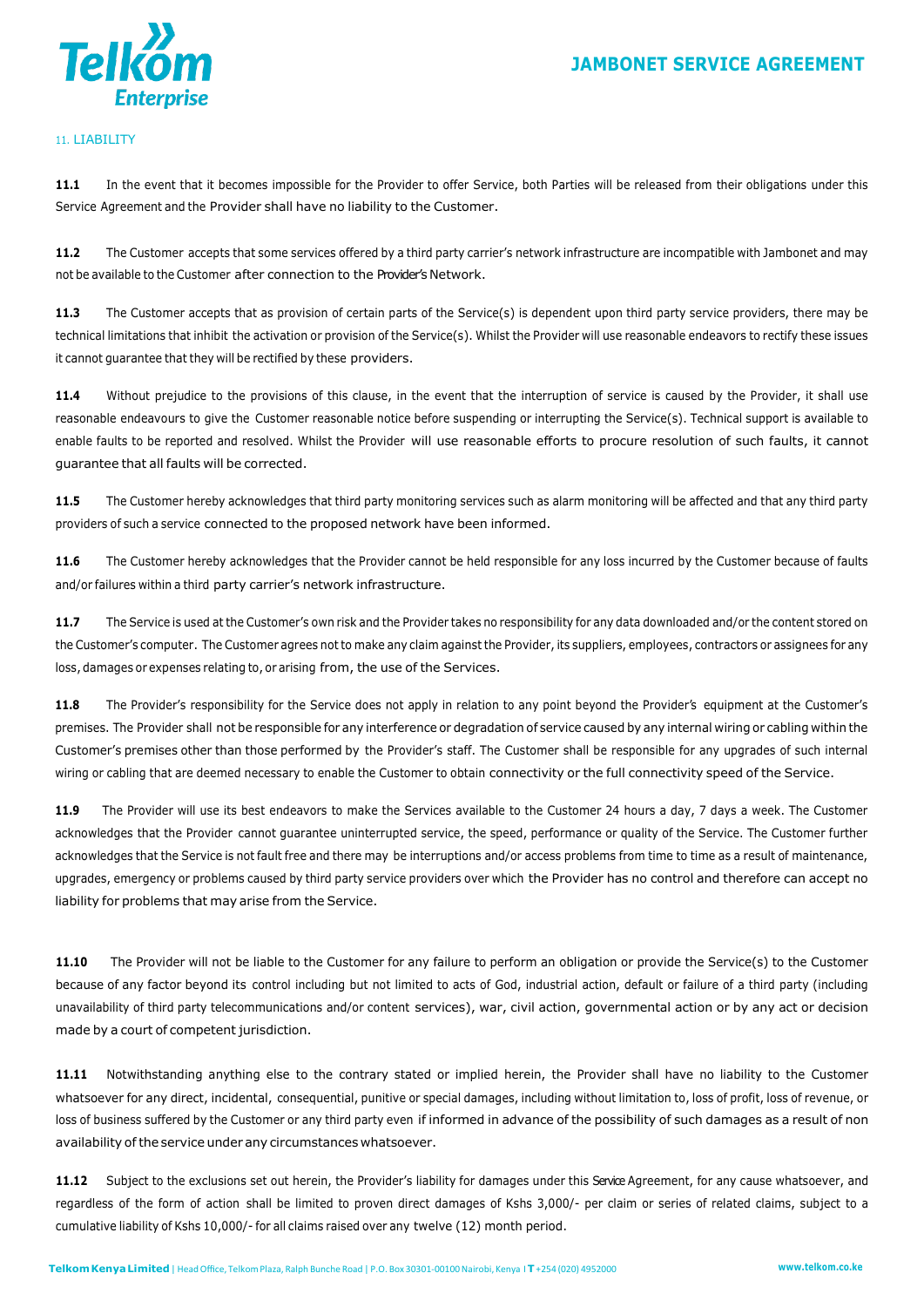## 11. LIABILITY

**11.1** In the event that it becomes impossible for the Provider to offer Service, both Parties will be released from their obligations under this Service Agreement and the Provider shall have no liability to the Customer.

**11.2** The Customer accepts that some services offered by a third party carrier's network infrastructure are incompatible with Jambonet and may not be available to the Customer after connection to the Provider's Network.

**11.3** The Customer accepts that as provision of certain parts of the Service(s) is dependent upon third party service providers, there may be technical limitations that inhibit the activation or provision of the Service(s). Whilst the Provider will use reasonable endeavors to rectify these issues it cannot guarantee that they will be rectified by these providers.

**11.4** Without prejudice to the provisions of this clause, in the event that the interruption of service is caused by the Provider, it shall use reasonable endeavours to give the Customer reasonable notice before suspending or interrupting the Service(s). Technical support is available to enable faults to be reported and resolved. Whilst the Provider will use reasonable efforts to procure resolution of such faults, it cannot guarantee that all faults will be corrected.

**11.5** The Customer hereby acknowledges that third party monitoring services such as alarm monitoring will be affected and that any third party providers of such a service connected to the proposed network have been informed.

**11.6** The Customer hereby acknowledges that the Provider cannot be held responsible for any loss incurred by the Customer because of faults and/or failures within a third party carrier's network infrastructure.

**11.7** The Service is used at the Customer's own risk and the Provider takes no responsibility for any data downloaded and/or the content stored on the Customer's computer. The Customer agrees not to make any claim against the Provider, its suppliers, employees, contractors or assignees for any loss, damages or expenses relating to, or arising from, the use of the Services.

**11.8** The Provider's responsibility for the Service does not apply in relation to any point beyond the Provider's equipment at the Customer's premises. The Provider shall not be responsible for any interference or degradation of service caused by any internal wiring or cabling within the Customer's premises other than those performed by the Provider's staff. The Customer shall be responsible for any upgrades of such internal wiring or cabling that are deemed necessary to enable the Customer to obtain connectivity or the full connectivity speed of the Service.

**11.9** The Provider will use its best endeavors to make the Services available to the Customer 24 hours a day, 7 days a week. The Customer acknowledges that the Provider cannot guarantee uninterrupted service, the speed, performance or quality of the Service. The Customer further acknowledges that the Service is not fault free and there may be interruptions and/or access problems from time to time as a result of maintenance, upgrades, emergency or problems caused by third party service providers over which the Provider has no control and therefore can accept no liability for problems that may arise from the Service.

**11.10** The Provider will not be liable to the Customer for any failure to perform an obligation or provide the Service(s) to the Customer because of any factor beyond its control including but not limited to acts of God, industrial action, default or failure of a third party (including unavailability of third party telecommunications and/or content services), war, civil action, governmental action or by any act or decision made by a court of competent jurisdiction.

**11.11** Notwithstanding anything else to the contrary stated or implied herein, the Provider shall have no liability to the Customer whatsoever for any direct, incidental, consequential, punitive or special damages, including without limitation to, loss of profit, loss of revenue, or loss of business suffered by the Customer or any third party even if informed in advance of the possibility of such damages as a result of non availability of the service under any circumstances whatsoever.

**11.12** Subject to the exclusions set out herein, the Provider's liability for damages under this Service Agreement, for any cause whatsoever, and regardless of the form of action shall be limited to proven direct damages of Kshs 3,000/- per claim or series of related claims, subject to a cumulative liability of Kshs 10,000/- for all claims raised over any twelve (12) month period.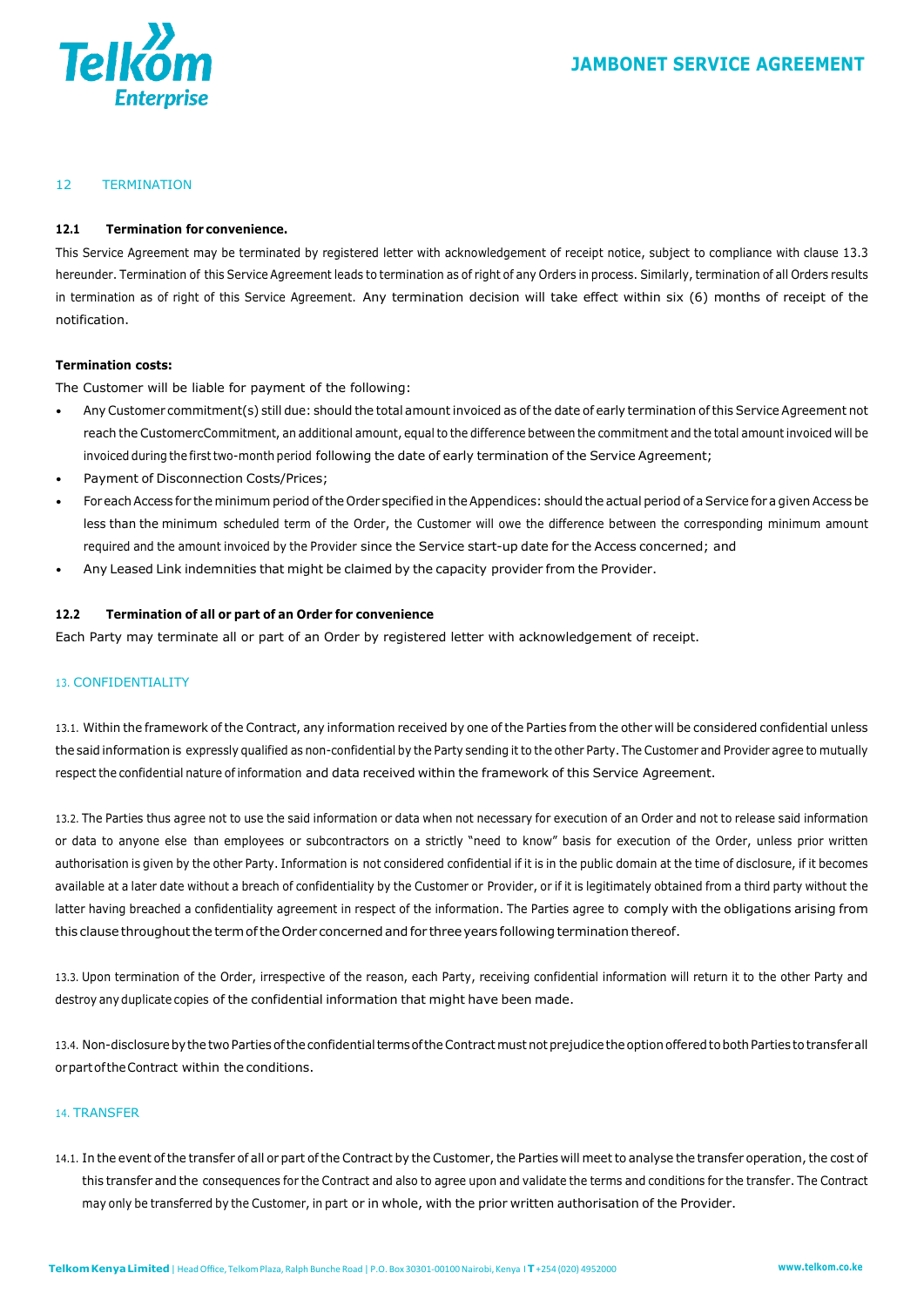## 12 TERMINATION

### 12.1 Termination for convenience.

This Service Agreement may be terminated by registered letter with acknowledgement of receipt notice, subject to compliance with clause 13.3 hereunder. Termination of this Service Agreement leads to termination as of right of any Orders in process. Similarly, termination of all Orders results in termination as of right of this Service Agreement. Any termination decision will take effect within six (6) months of receipt of the notification.

**Termination costs:**

The Customer will be liable for payment of the following:

- Any Customer commitment(s) still due: should the total amount invoiced as of the date of early termination of this Service Agreement not reach the CustomercCommitment, an additional amount, equal to the difference between the commitment and the total amount invoiced will be invoiced during the first two-month period following the date of early termination of the Service Agreement;
- Payment of Disconnection Costs/Prices;
- For each Access for the minimum period of the Order specified in the Appendices: should the actual period of a Service for a given Access be less than the minimum scheduled term of the Order, the Customer will owe the difference between the corresponding minimum amount required and the amount invoiced by the Provider since the Service start-up date for the Access concerned; and
- Any Leased Link indemnities that might be claimed by the capacity provider from the Provider.

### 12.2 Termination of all or part of an Order for convenience

Each Party may terminate all or part of an Order by registered letter with acknowledgement of receipt.

## 13. CONFIDENTIALITY

13.1. Within the framework of the Contract, any information received by one of the Parties from the other will be considered confidential unless the said information is expressly qualified as non-confidential by the Party sending it to the other Party. The Customer and Provider agree to mutually respect the confidential nature of information and data received within the framework of this Service Agreement.

13.2. The Parties thus agree not to use the said information or data when not necessary for execution of an Order and not to release said information or data to anyone else than employees or subcontractors on a strictly "need to know" basis for execution of the Order, unless prior written authorisation is given by the other Party. Information is not considered confidential if it is in the public domain at the time of disclosure, if it becomes available at a later date without a breach of confidentiality by the Customer or Provider, or if it is legitimately obtained from a third party without the latter having breached a confidentiality agreement in respect of the information. The Parties agree to comply with the obligations arising from this clause throughout the term of the Order concerned and for three years following termination thereof.

13.3. Upon termination of the Order, irrespective of the reason, each Party, receiving confidential information will return it to the other Party and destroy any duplicate copies of the confidential information that might have been made.

13.4. Non-disclosure by the two Parties of the confidential terms of the Contract must not prejudice the option offered to both Parties to transfer all or part of the Contract within the conditions.

## 14. TRANSFER

14.1. In the event of the transfer of all or part of the Contract by the Customer, the Parties will meet to analyse the transfer operation, the cost of this transfer and the consequences for the Contract and also to agree upon and validate the terms and conditions for the transfer. The Contract may only be transferred by the Customer, in part or in whole, with the prior written authorisation of the Provider.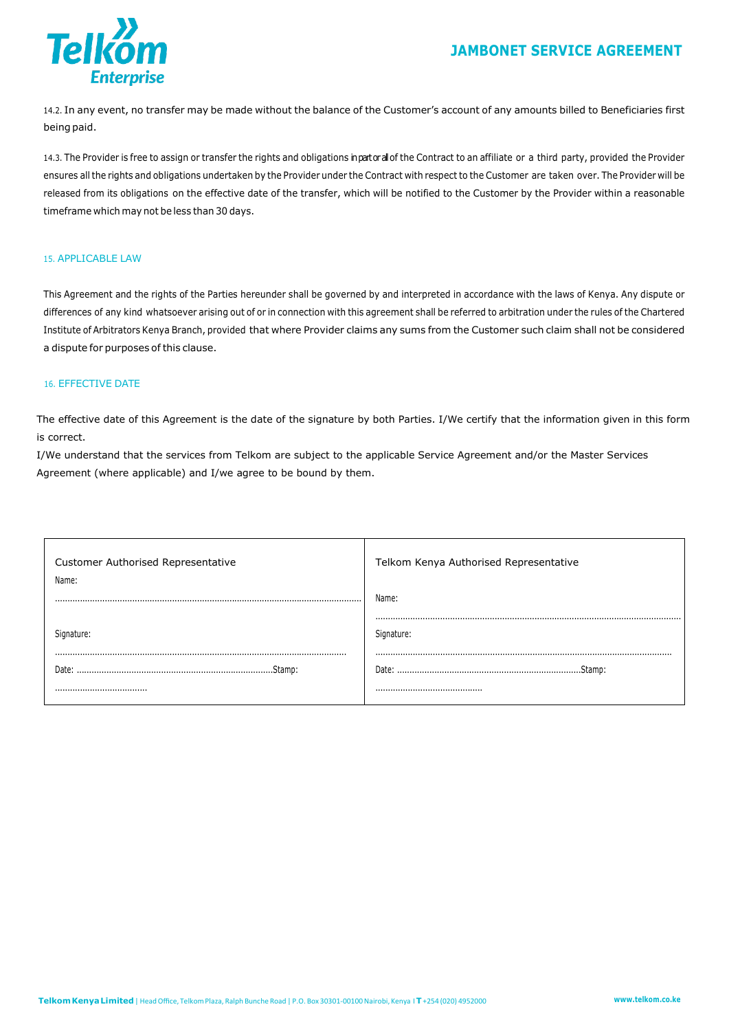14.2. In any event, no transfer may be made without the balance of the Customer's account of any amounts billed to Beneficiaries first being paid.

14.3. The Provider is free to assign or transfer the rights and obligations in part or all of the Contract to an affiliate or a third party, provided the Provider ensures all the rights and obligations undertaken by the Provider under the Contract with respect to the Customer are taken over. The Provider will be released from its obligations on the effective date of the transfer, which will be notified to the Customer by the Provider within a reasonable timeframe which may not be less than 30 days.

## 15. APPLICABLE LAW

This Agreement and the rights of the Parties hereunder shall be governed by and interpreted in accordance with the laws of Kenya. Any dispute or differences of any kind whatsoever arising out of or in connection with this agreement shall be referred to arbitration under the rules of the Chartered Institute of Arbitrators Kenya Branch, provided that where Provider claims any sums from the Customer such claim shall not be considered a dispute for purposes of this clause.

## 16. EFFECTIVE DATE

The effective date of this Agreement is the date of the signature by both Parties. I/We certify that the information given in this form is correct.

I/We understand that the services from Telkom are subject to the applicable Service Agreement and/or the Master Services Agreement (where applicable) and I/we agree to be bound by them.

| Customer Authorised Representative | Telkom Kenya Authorised Representative |
|---|---|
| Name: ............................................................ | Name: ............................................................ |
| Signature: ............................................................ | Signature: ............................................................ |
| Date: ..............................................Stamp: .................................... | Date: ..............................................Stamp: .......................................... |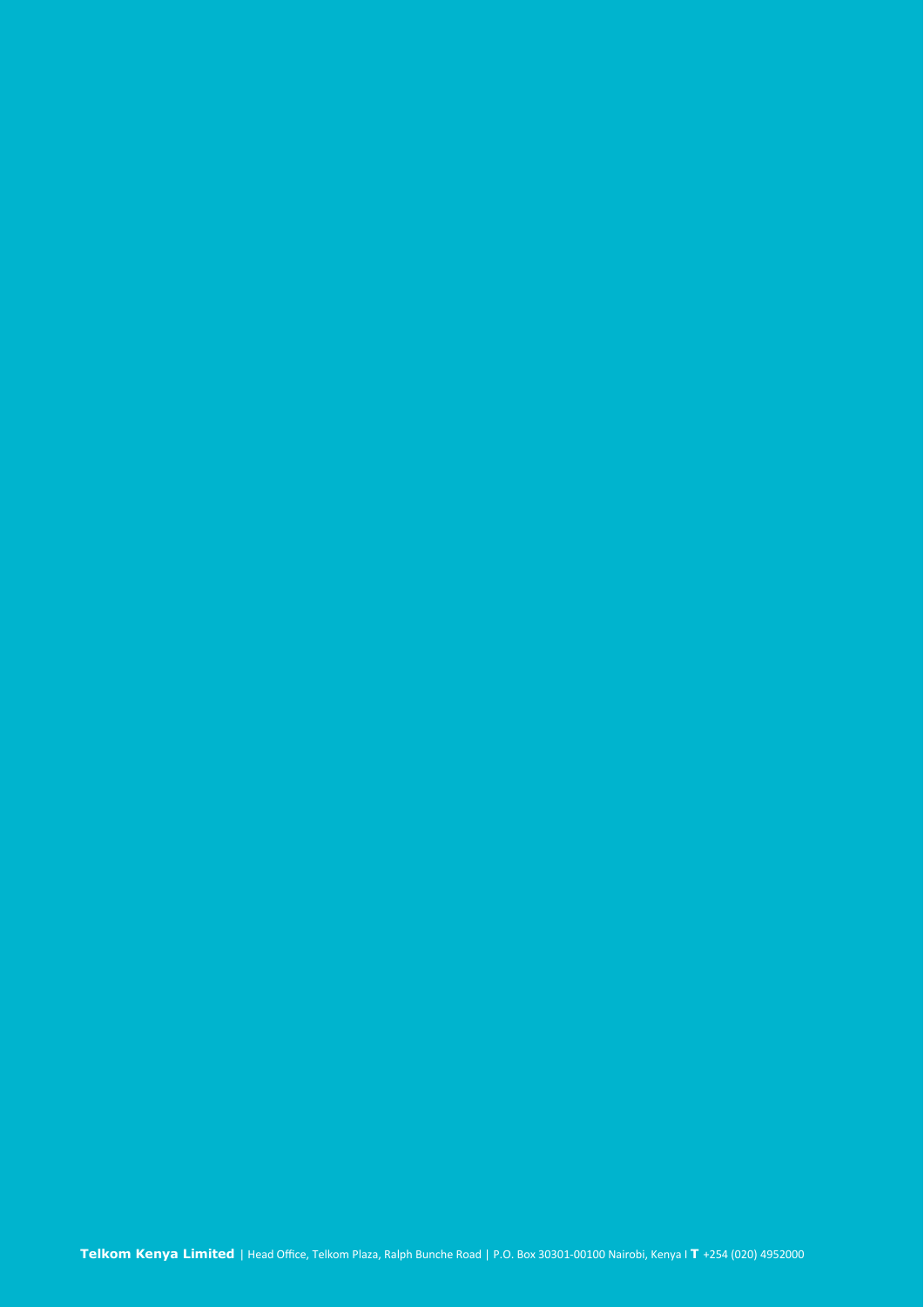**Telkom Kenya Limited** | Head Office, Telkom Plaza, Ralph Bunche Road | P.O. Box 30301-00100 Nairobi, Kenya I **T** +254 (020) 4952000